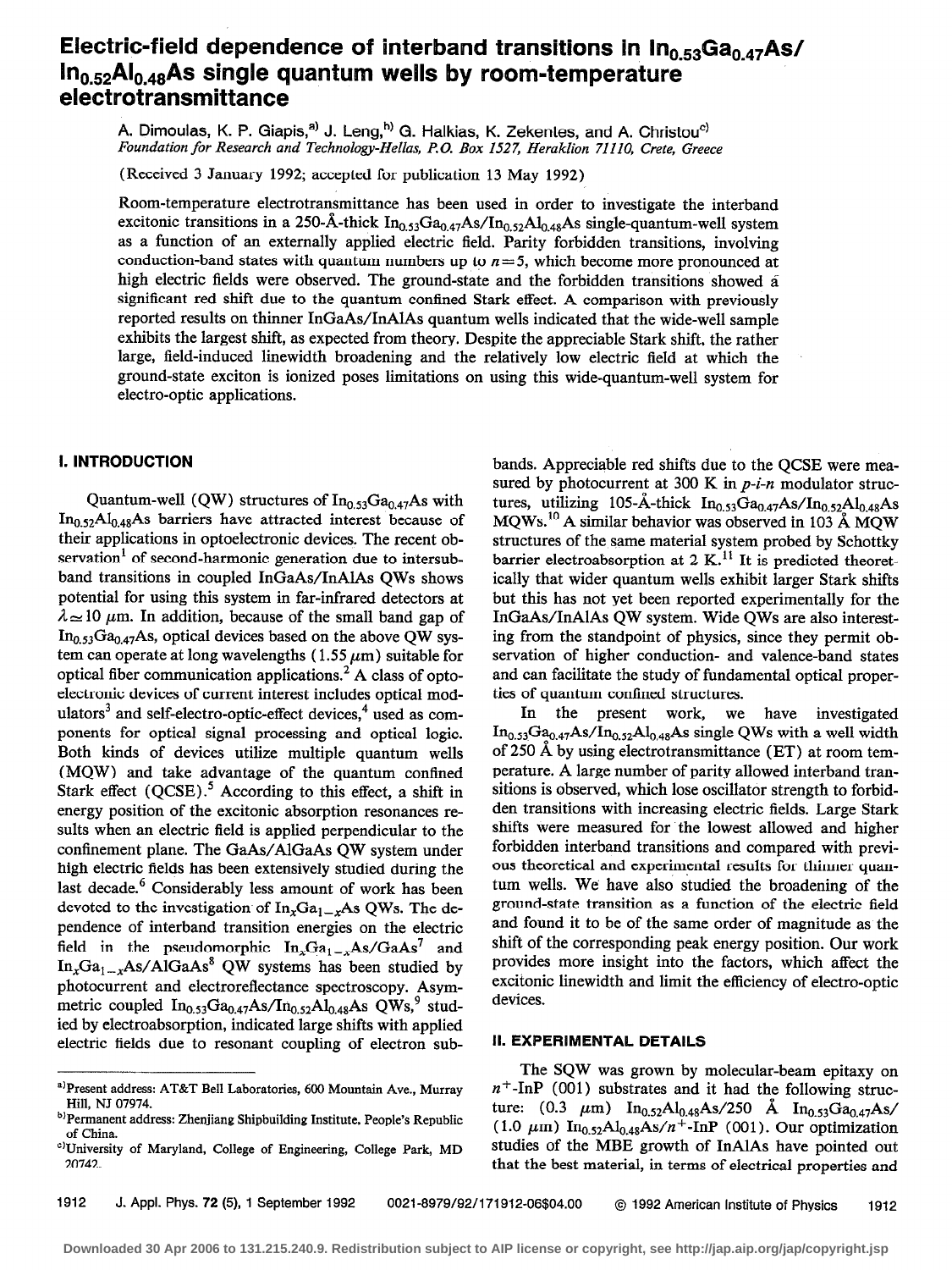# Electric-field dependence of interband transitions in $In_{0.53}Ga_{0.47}As/In_{0.52}Al_{0.48}As$ single quantum wells by room-temperature electrotransmittance

A. Dimoulas, K. P. Giapis,[a] J. Leng,[b] G. Halkias, K. Zekentes, and A. Christou[c]

*Foundation for Research and Technology-Hellas, P.O. Box 1527, Heraklion 71110, Crete, Greece*

(Received 3 January 1992; accepted for publication 13 May 1992)

Room-temperature electrotransmittance has been used in order to investigate the interband excitonic transitions in a 250-Å-thick $In_{0.53}Ga_{0.47}As/In_{0.52}Al_{0.48}As$ single-quantum-well system as a function of an externally applied electric field. Parity forbidden transitions, involving conduction-band states with quantum numbers up to $n=5$, which become more pronounced at high electric fields were observed. The ground-state and the forbidden transitions showed a significant red shift due to the quantum confined Stark effect. A comparison with previously reported results on thinner InGaAs/InAlAs quantum wells indicated that the wide-well sample exhibits the largest shift, as expected from theory. Despite the appreciable Stark shift, the rather large, field-induced linewidth broadening and the relatively low electric field at which the ground-state exciton is ionized poses limitations on using this wide-quantum-well system for electro-optic applications.

## I. INTRODUCTION

Quantum-well (QW) structures of $In_{0.53}Ga_{0.47}As$ with $In_{0.52}Al_{0.48}As$ barriers have attracted interest because of their applications in optoelectronic devices. The recent observation[1] of second-harmonic generation due to intersubband transitions in coupled InGaAs/InAlAs QWs shows potential for using this system in far-infrared detectors at $\lambda \simeq 10$ $\mu$m. In addition, because of the small band gap of $In_{0.53}Ga_{0.47}As$, optical devices based on the above QW system can operate at long wavelengths (1.55 $\mu$m) suitable for optical fiber communication applications.[2] A class of optoelectronic devices of current interest includes optical modulators[3] and self-electro-optic-effect devices,[4] used as components for optical signal processing and optical logic. Both kinds of devices utilize multiple quantum wells (MQW) and take advantage of the quantum confined Stark effect (QCSE).[5] According to this effect, a shift in energy position of the excitonic absorption resonances results when an electric field is applied perpendicular to the confinement plane. The GaAs/AlGaAs QW system under high electric fields has been extensively studied during the last decade.[6] Considerably less amount of work has been devoted to the investigation of $In_xGa_{1-x}As$ QWs. The dependence of interband transition energies on the electric field in the pseudomorphic $In_xGa_{1-x}As/GaAs$[7] and $In_xGa_{1-x}As/AlGaAs$[8] QW systems has been studied by photocurrent and electroreflectance spectroscopy. Asymmetric coupled $In_{0.53}Ga_{0.47}As/In_{0.52}Al_{0.48}As$ QWs,[9] studied by electroabsorption, indicated large shifts with applied electric fields due to resonant coupling of electron subbands. Appreciable red shifts due to the QCSE were measured by photocurrent at 300 K in *p-i-n* modulator structures, utilizing 105-Å-thick $In_{0.53}Ga_{0.47}As/In_{0.52}Al_{0.48}As$ MQWs.[10] A similar behavior was observed in 103 Å MQW structures of the same material system probed by Schottky barrier electroabsorption at 2 K.[11] It is predicted theoretically that wider quantum wells exhibit larger Stark shifts but this has not yet been reported experimentally for the InGaAs/InAlAs QW system. Wide QWs are also interesting from the standpoint of physics, since they permit observation of higher conduction- and valence-band states and can facilitate the study of fundamental optical properties of quantum confined structures.

In the present work, we have investigated $In_{0.53}Ga_{0.47}As/In_{0.52}Al_{0.48}As$ single QWs with a well width of 250 Å by using electrotransmittance (ET) at room temperature. A large number of parity allowed interband transitions is observed, which lose oscillator strength to forbidden transitions with increasing electric fields. Large Stark shifts were measured for the lowest allowed and higher forbidden interband transitions and compared with previous theoretical and experimental results for thinner quantum wells. We have also studied the broadening of the ground-state transition as a function of the electric field and found it to be of the same order of magnitude as the shift of the corresponding peak energy position. Our work provides more insight into the factors, which affect the excitonic linewidth and limit the efficiency of electro-optic devices.

## II. EXPERIMENTAL DETAILS

The SQW was grown by molecular-beam epitaxy on $n^+$-InP (001) substrates and it had the following structure: (0.3 $\mu$m) $In_{0.52}Al_{0.48}As$/250 Å $In_{0.53}Ga_{0.47}As$/(1.0 $\mu$m) $In_{0.52}Al_{0.48}As/n^+$-InP (001). Our optimization studies of the MBE growth of InAlAs have pointed out that the best material, in terms of electrical properties and

---

[a] Present address: AT&T Bell Laboratories, 600 Mountain Ave., Murray Hill, NJ 07974.

[b] Permanent address: Zhenjiang Shipbuilding Institute, People's Republic of China.

[c] University of Maryland, College of Engineering, College Park, MD 20742.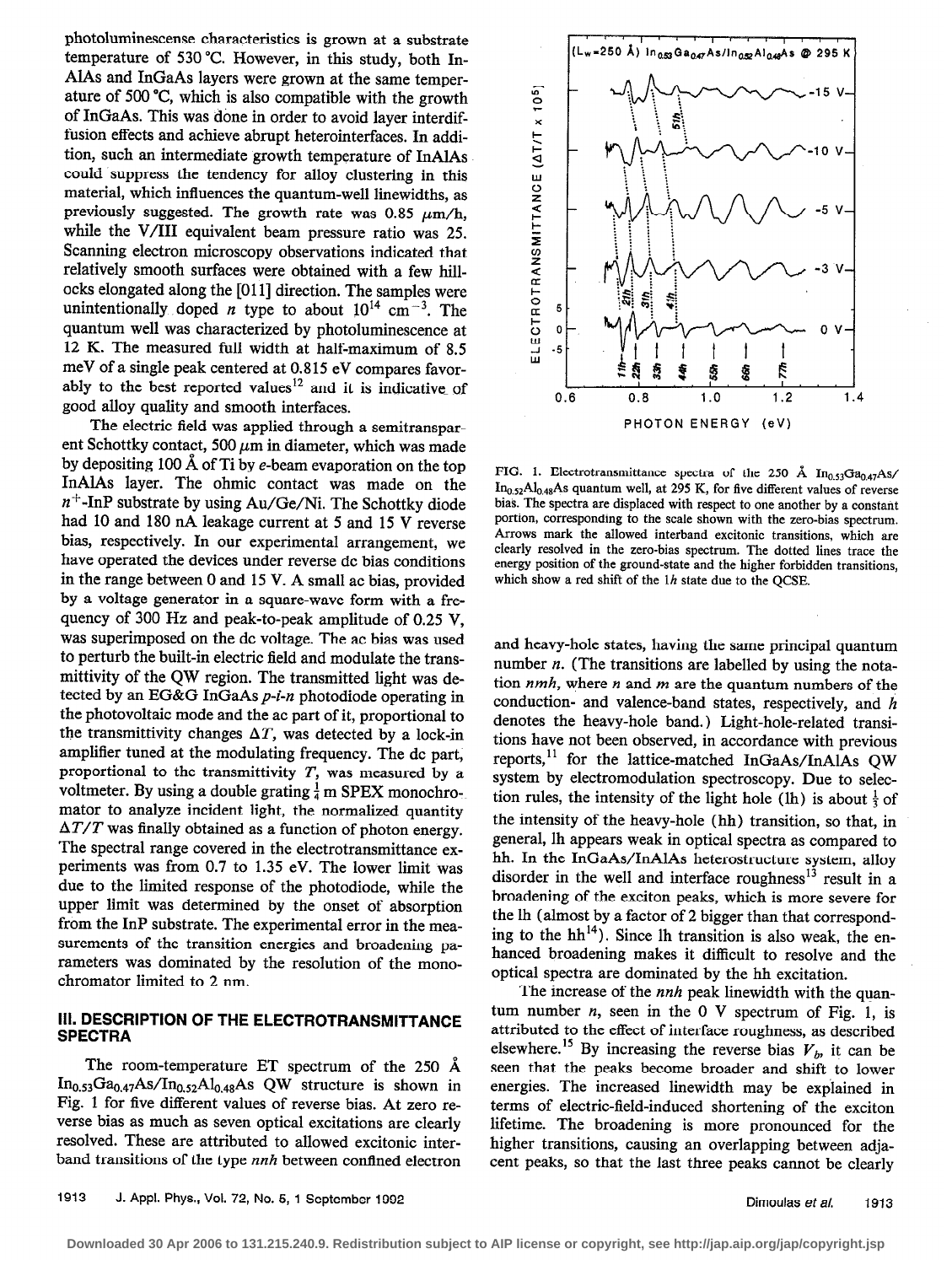photoluminescense characteristics is grown at a substrate temperature of 530 °C. However, in this study, both InAlAs and InGaAs layers were grown at the same temperature of 500 °C, which is also compatible with the growth of InGaAs. This was done in order to avoid layer interdiffusion effects and achieve abrupt heterointerfaces. In addition, such an intermediate growth temperature of InAlAs could suppress the tendency for alloy clustering in this material, which influences the quantum-well linewidths, as previously suggested. The growth rate was 0.85 $\mu$m/h, while the V/III equivalent beam pressure ratio was 25. Scanning electron microscopy observations indicated that relatively smooth surfaces were obtained with a few hillocks elongated along the [011] direction. The samples were unintentionally doped $n$ type to about $10^{14}$ cm$^{-3}$. The quantum well was characterized by photoluminescence at 12 K. The measured full width at half-maximum of 8.5 meV of a single peak centered at 0.815 eV compares favorably to the best reported values[12] and it is indicative of good alloy quality and smooth interfaces.

The electric field was applied through a semitransparent Schottky contact, 500 $\mu$m in diameter, which was made by depositing 100 Å of Ti by $e$-beam evaporation on the top InAlAs layer. The ohmic contact was made on the $n^+$-InP substrate by using Au/Ge/Ni. The Schottky diode had 10 and 180 nA leakage current at 5 and 15 V reverse bias, respectively. In our experimental arrangement, we have operated the devices under reverse dc bias conditions in the range between 0 and 15 V. A small ac bias, provided by a voltage generator in a square-wave form with a frequency of 300 Hz and peak-to-peak amplitude of 0.25 V, was superimposed on the dc voltage. The ac bias was used to perturb the built-in electric field and modulate the transmittivity of the QW region. The transmitted light was detected by an EG&G InGaAs $p$-$i$-$n$ photodiode operating in the photovoltaic mode and the ac part of it, proportional to the transmittivity changes $\Delta T$, was detected by a lock-in amplifier tuned at the modulating frequency. The dc part, proportional to the transmittivity $T$, was measured by a voltmeter. By using a double grating $\frac{1}{4}$ m SPEX monochromator to analyze incident light, the normalized quantity $\Delta T/T$ was finally obtained as a function of photon energy. The spectral range covered in the electrotransmittance experiments was from 0.7 to 1.35 eV. The lower limit was due to the limited response of the photodiode, while the upper limit was determined by the onset of absorption from the InP substrate. The experimental error in the measurements of the transition energies and broadening parameters was dominated by the resolution of the monochromator limited to 2 nm.

## III. DESCRIPTION OF THE ELECTROTRANSMITTANCE SPECTRA

The room-temperature ET spectrum of the 250 Å $In_{0.53}Ga_{0.47}As/In_{0.52}Al_{0.48}As$ QW structure is shown in Fig. 1 for five different values of reverse bias. At zero reverse bias as much as seven optical excitations are clearly resolved. These are attributed to allowed excitonic interband transitions of the type $nnh$ between confined electron and heavy-hole states, having the same principal quantum number $n$. (The transitions are labelled by using the notation $nmh$, where $n$ and $m$ are the quantum numbers of the conduction- and valence-band states, respectively, and $h$ denotes the heavy-hole band.) Light-hole-related transitions have not been observed, in accordance with previous reports,[11] for the lattice-matched InGaAs/InAlAs QW system by electromodulation spectroscopy. Due to selection rules, the intensity of the light hole (lh) is about $\frac{1}{3}$ of the intensity of the heavy-hole (hh) transition, so that, in general, lh appears weak in optical spectra as compared to hh. In the InGaAs/InAlAs heterostructure system, alloy disorder in the well and interface roughness[13] result in a broadening of the exciton peaks, which is more severe for the lh (almost by a factor of 2 bigger than that corresponding to the hh[14]). Since lh transition is also weak, the enhanced broadening makes it difficult to resolve and the optical spectra are dominated by the hh excitation.

FIG. 1. Electrotransmittance spectra of the 250 Å $In_{0.53}Ga_{0.47}As/In_{0.52}Al_{0.48}As$ quantum well, at 295 K, for five different values of reverse bias. The spectra are displaced with respect to one another by a constant portion, corresponding to the scale shown with the zero-bias spectrum. Arrows mark the allowed interband excitonic transitions, which are clearly resolved in the zero-bias spectrum. The dotted lines trace the energy position of the ground-state and the higher forbidden transitions, which show a red shift of the $1h$ state due to the QCSE.

The increase of the $nnh$ peak linewidth with the quantum number $n$, seen in the 0 V spectrum of Fig. 1, is attributed to the effect of interface roughness, as described elsewhere.[15] By increasing the reverse bias $V_b$, it can be seen that the peaks become broader and shift to lower energies. The increased linewidth may be explained in terms of electric-field-induced shortening of the exciton lifetime. The broadening is more pronounced for the higher transitions, causing an overlapping between adjacent peaks, so that the last three peaks cannot be clearly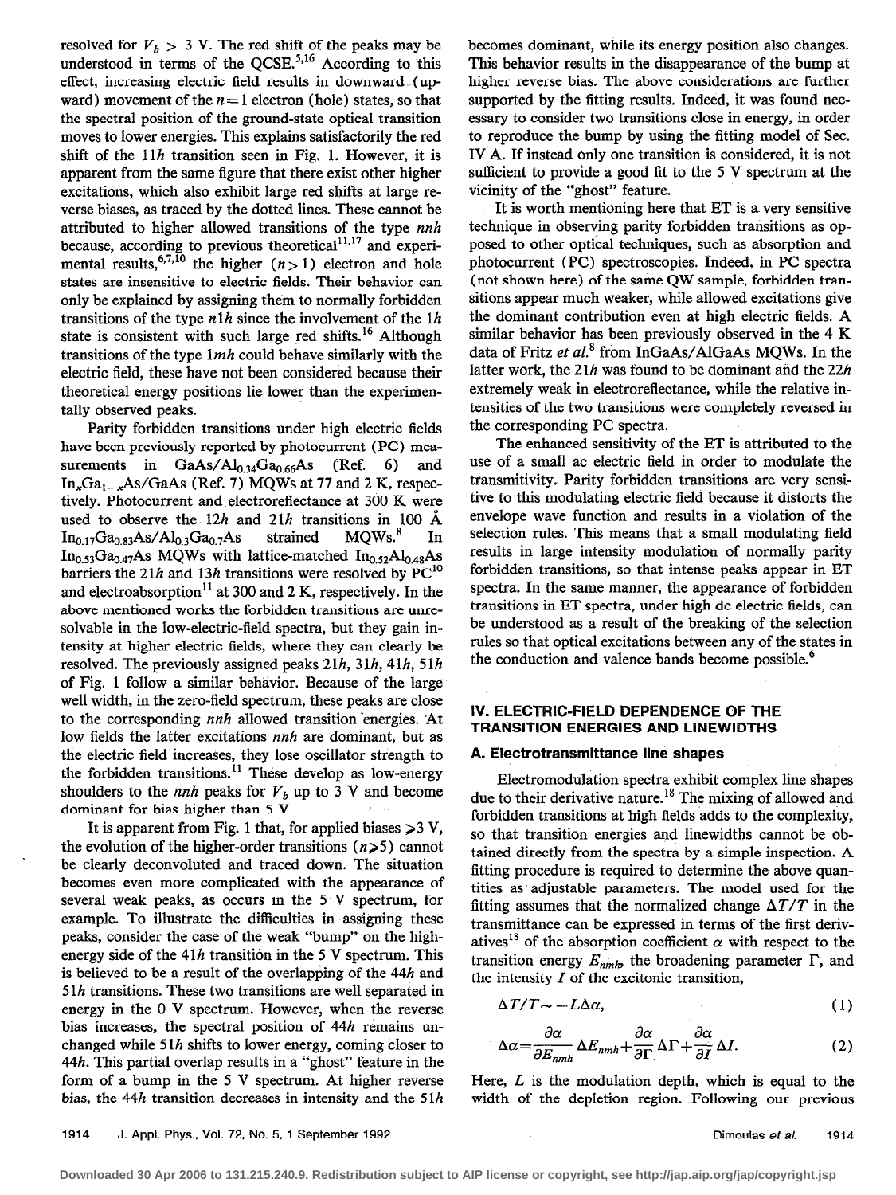resolved for $V_b > 3$ V. The red shift of the peaks may be understood in terms of the QCSE.[5,16] According to this effect, increasing electric field results in downward (upward) movement of the $n=1$ electron (hole) states, so that the spectral position of the ground-state optical transition moves to lower energies. This explains satisfactorily the red shift of the $11h$ transition seen in Fig. 1. However, it is apparent from the same figure that there exist other higher excitations, which also exhibit large red shifts at large reverse biases, as traced by the dotted lines. These cannot be attributed to higher allowed transitions of the type $nnh$ because, according to previous theoretical[11,17] and experimental results,[6,7,10] the higher $(n>1)$ electron and hole states are insensitive to electric fields. Their behavior can only be explained by assigning them to normally forbidden transitions of the type $n1h$ since the involvement of the $1h$ state is consistent with such large red shifts.[16] Although transitions of the type $1mh$ could behave similarly with the electric field, these have not been considered because their theoretical energy positions lie lower than the experimentally observed peaks.

Parity forbidden transitions under high electric fields have been previously reported by photocurrent (PC) measurements in $GaAs/Al_{0.34}Ga_{0.66}As$ (Ref. 6) and $In_xGa_{1-x}As/GaAs$ (Ref. 7) MQWs at 77 and 2 K, respectively. Photocurrent and electroreflectance at 300 K were used to observe the $12h$ and $21h$ transitions in 100 Å $In_{0.17}Ga_{0.83}As/Al_{0.3}Ga_{0.7}As$ strained MQWs.[8] In $In_{0.53}Ga_{0.47}As$ MQWs with lattice-matched $In_{0.52}Al_{0.48}As$ barriers the $21h$ and $13h$ transitions were resolved by PC[10] and electroabsorption[11] at 300 and 2 K, respectively. In the above mentioned works the forbidden transitions are unresolvable in the low-electric-field spectra, but they gain intensity at higher electric fields, where they can clearly be resolved. The previously assigned peaks $21h$, $31h$, $41h$, $51h$ of Fig. 1 follow a similar behavior. Because of the large well width, in the zero-field spectrum, these peaks are close to the corresponding $nnh$ allowed transition energies. At low fields the latter excitations $nnh$ are dominant, but as the electric field increases, they lose oscillator strength to the forbidden transitions.[11] These develop as low-energy shoulders to the $nnh$ peaks for $V_b$ up to 3 V and become dominant for bias higher than 5 V.

It is apparent from Fig. 1 that, for applied biases $\geqslant 3$ V, the evolution of the higher-order transitions $(n \geqslant 5)$ cannot be clearly deconvoluted and traced down. The situation becomes even more complicated with the appearance of several weak peaks, as occurs in the 5 V spectrum, for example. To illustrate the difficulties in assigning these peaks, consider the case of the weak "bump" on the high-energy side of the $41h$ transition in the 5 V spectrum. This is believed to be a result of the overlapping of the $44h$ and $51h$ transitions. These two transitions are well separated in energy in the 0 V spectrum. However, when the reverse bias increases, the spectral position of $44h$ remains unchanged while $51h$ shifts to lower energy, coming closer to $44h$. This partial overlap results in a "ghost" feature in the form of a bump in the 5 V spectrum. At higher reverse bias, the $44h$ transition decreases in intensity and the $51h$ becomes dominant, while its energy position also changes. This behavior results in the disappearance of the bump at higher reverse bias. The above considerations are further supported by the fitting results. Indeed, it was found necessary to consider two transitions close in energy, in order to reproduce the bump by using the fitting model of Sec. IV A. If instead only one transition is considered, it is not sufficient to provide a good fit to the 5 V spectrum at the vicinity of the "ghost" feature.

It is worth mentioning here that ET is a very sensitive technique in observing parity forbidden transitions as opposed to other optical techniques, such as absorption and photocurrent (PC) spectroscopies. Indeed, in PC spectra (not shown here) of the same QW sample, forbidden transitions appear much weaker, while allowed excitations give the dominant contribution even at high electric fields. A similar behavior has been previously observed in the 4 K data of Fritz *et al.*[8] from InGaAs/AlGaAs MQWs. In the latter work, the $21h$ was found to be dominant and the $22h$ extremely weak in electroreflectance, while the relative intensities of the two transitions were completely reversed in the corresponding PC spectra.

The enhanced sensitivity of the ET is attributed to the use of a small ac electric field in order to modulate the transmitivity. Parity forbidden transitions are very sensitive to this modulating electric field because it distorts the envelope wave function and results in a violation of the selection rules. This means that a small modulating field results in large intensity modulation of normally parity forbidden transitions, so that intense peaks appear in ET spectra. In the same manner, the appearance of forbidden transitions in ET spectra, under high dc electric fields, can be understood as a result of the breaking of the selection rules so that optical excitations between any of the states in the conduction and valence bands become possible.[6]

## IV. ELECTRIC-FIELD DEPENDENCE OF THE TRANSITION ENERGIES AND LINEWIDTHS

### A. Electrotransmittance line shapes

Electromodulation spectra exhibit complex line shapes due to their derivative nature.[18] The mixing of allowed and forbidden transitions at high fields adds to the complexity, so that transition energies and linewidths cannot be obtained directly from the spectra by a simple inspection. A fitting procedure is required to determine the above quantities as adjustable parameters. The model used for the fitting assumes that the normalized change $\Delta T/T$ in the transmittance can be expressed in terms of the first derivatives[18] of the absorption coefficient $\alpha$ with respect to the transition energy $E_{nmh}$, the broadening parameter $\Gamma$, and the intensity $I$ of the excitonic transition,

$$\Delta T/T \simeq -L\Delta\alpha, \tag{1}$$

$$\Delta\alpha = \frac{\partial\alpha}{\partial E_{nmh}}\Delta E_{nmh} + \frac{\partial\alpha}{\partial\Gamma}\Delta\Gamma + \frac{\partial\alpha}{\partial I}\Delta I. \tag{2}$$

Here, $L$ is the modulation depth, which is equal to the width of the depletion region. Following our previous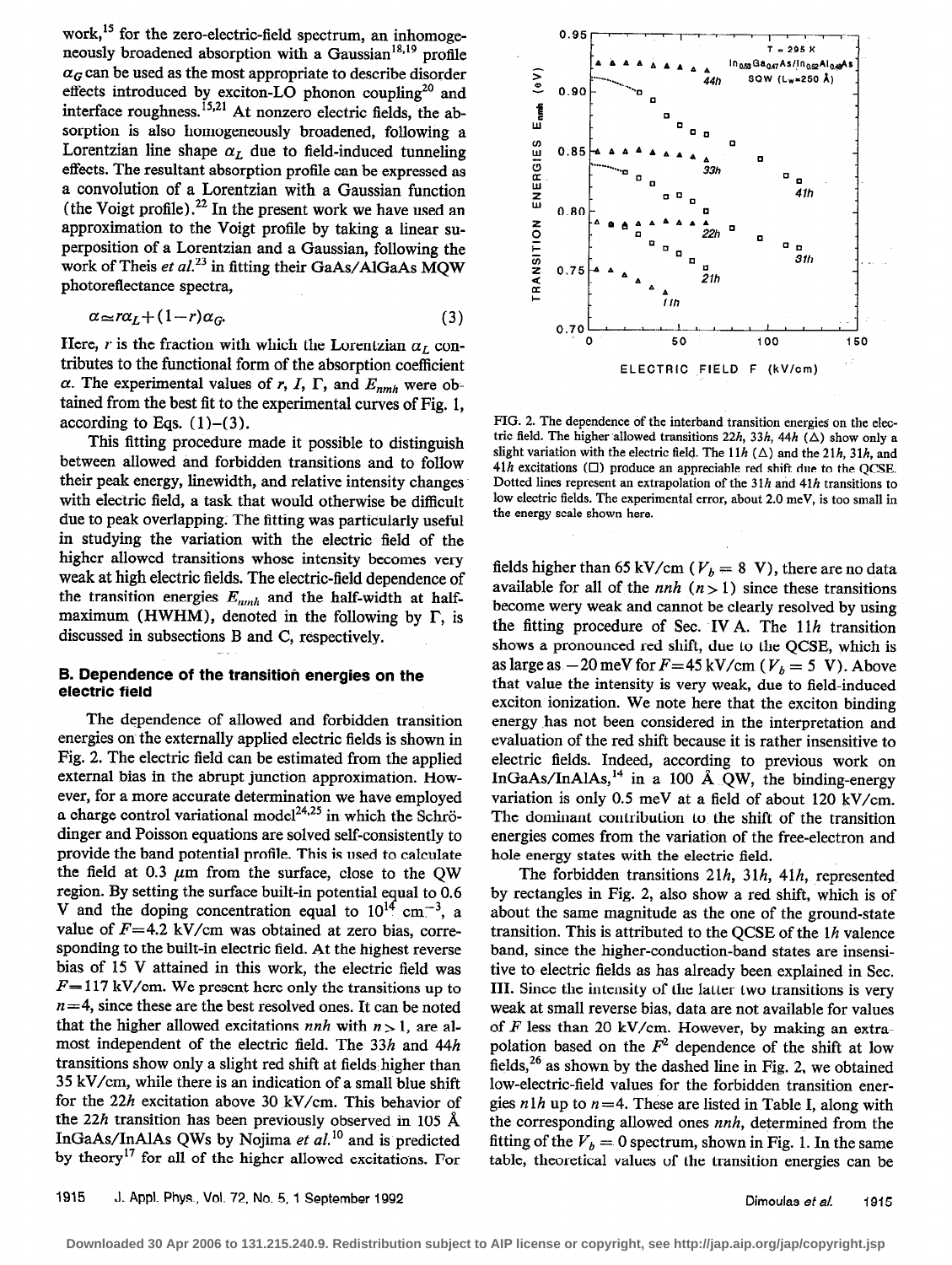work,[15] for the zero-electric-field spectrum, an inhomogeneously broadened absorption with a Gaussian[18,19] profile $\alpha_G$ can be used as the most appropriate to describe disorder effects introduced by exciton-LO phonon coupling[20] and interface roughness.[15,21] At nonzero electric fields, the absorption is also homogeneously broadened, following a Lorentzian line shape $\alpha_L$ due to field-induced tunneling effects. The resultant absorption profile can be expressed as a convolution of a Lorentzian with a Gaussian function (the Voigt profile).[22] In the present work we have used an approximation to the Voigt profile by taking a linear superposition of a Lorentzian and a Gaussian, following the work of Theis *et al.*[23] in fitting their GaAs/AlGaAs MQW photoreflectance spectra,

$$\alpha \simeq r\alpha_L + (1-r)\alpha_G. \tag{3}$$

Here, $r$ is the fraction with which the Lorentzian $\alpha_L$ contributes to the functional form of the absorption coefficient $\alpha$. The experimental values of $r$, $I$, $\Gamma$, and $E_{nmh}$ were obtained from the best fit to the experimental curves of Fig. 1, according to Eqs. (1)–(3).

This fitting procedure made it possible to distinguish between allowed and forbidden transitions and to follow their peak energy, linewidth, and relative intensity changes with electric field, a task that would otherwise be difficult due to peak overlapping. The fitting was particularly useful in studying the variation with the electric field of the higher allowed transitions whose intensity becomes very weak at high electric fields. The electric-field dependence of the transition energies $E_{nmh}$ and the half-width at half-maximum (HWHM), denoted in the following by $\Gamma$, is discussed in subsections B and C, respectively.

### B. Dependence of the transition energies on the electric field

The dependence of allowed and forbidden transition energies on the externally applied electric fields is shown in Fig. 2. The electric field can be estimated from the applied external bias in the abrupt junction approximation. However, for a more accurate determination we have employed a charge control variational model[24,25] in which the Schrödinger and Poisson equations are solved self-consistently to provide the band potential profile. This is used to calculate the field at 0.3 $\mu$m from the surface, close to the QW region. By setting the surface built-in potential equal to 0.6 V and the doping concentration equal to $10^{14}$ cm$^{-3}$, a value of $F$=4.2 kV/cm was obtained at zero bias, corresponding to the built-in electric field. At the highest reverse bias of 15 V attained in this work, the electric field was $F$=117 kV/cm. We present here only the transitions up to $n$=4, since these are the best resolved ones. It can be noted that the higher allowed excitations $nnh$ with $n>1$, are almost independent of the electric field. The $33h$ and $44h$ transitions show only a slight red shift at fields higher than 35 kV/cm, while there is an indication of a small blue shift for the $22h$ excitation above 30 kV/cm. This behavior of the $22h$ transition has been previously observed in 105 Å InGaAs/InAlAs QWs by Nojima *et al.*[10] and is predicted by theory[17] for all of the higher allowed excitations. For fields higher than 65 kV/cm ($V_b$ = 8 V), there are no data available for all of the $nnh$ ($n>1$) since these transitions become very weak and cannot be clearly resolved by using the fitting procedure of Sec. IV A. The $11h$ transition shows a pronounced red shift, due to the QCSE, which is as large as $-20$ meV for $F$=45 kV/cm ($V_b$ = 5 V). Above that value the intensity is very weak, due to field-induced exciton ionization. We note here that the exciton binding energy has not been considered in the interpretation and evaluation of the red shift because it is rather insensitive to electric fields. Indeed, according to previous work on InGaAs/InAlAs,[14] in a 100 Å QW, the binding-energy variation is only 0.5 meV at a field of about 120 kV/cm. The dominant contribution to the shift of the transition energies comes from the variation of the free-electron and hole energy states with the electric field.

FIG. 2. The dependence of the interband transition energies on the electric field. The higher allowed transitions $22h$, $33h$, $44h$ (△) show only a slight variation with the electric field. The $11h$ (△) and the $21h$, $31h$, and $41h$ excitations (□) produce an appreciable red shift due to the QCSE. Dotted lines represent an extrapolation of the $31h$ and $41h$ transitions to low electric fields. The experimental error, about 2.0 meV, is too small in the energy scale shown here.

The forbidden transitions $21h$, $31h$, $41h$, represented by rectangles in Fig. 2, also show a red shift, which is of about the same magnitude as the one of the ground-state transition. This is attributed to the QCSE of the $1h$ valence band, since the higher-conduction-band states are insensitive to electric fields as has already been explained in Sec. III. Since the intensity of the latter two transitions is very weak at small reverse bias, data are not available for values of $F$ less than 20 kV/cm. However, by making an extrapolation based on the $F^2$ dependence of the shift at low fields,[26] as shown by the dashed line in Fig. 2, we obtained low-electric-field values for the forbidden transition energies $n1h$ up to $n$=4. These are listed in Table I, along with the corresponding allowed ones $nnh$, determined from the fitting of the $V_b$ = 0 spectrum, shown in Fig. 1. In the same table, theoretical values of the transition energies can be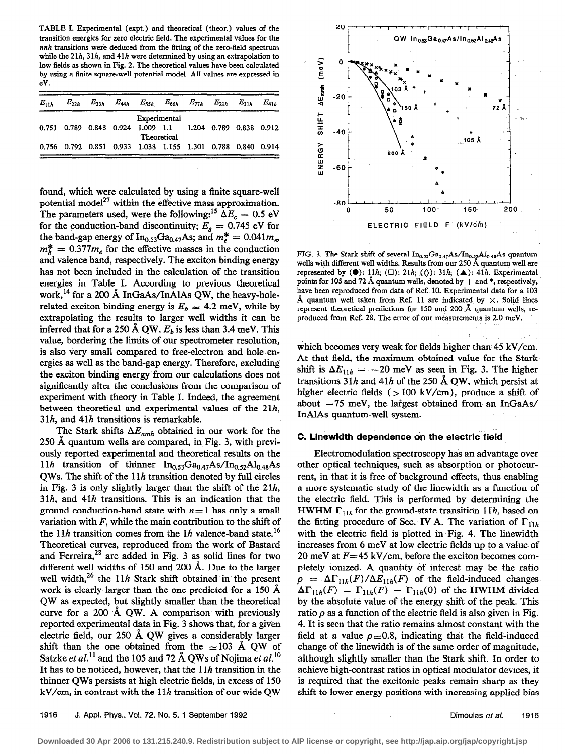TABLE I. Experimental (expt.) and theoretical (theor.) values of the transition energies for zero electric field. The experimental values for the *nnh* transitions were deduced from the fitting of the zero-field spectrum while the 21*h*, 31*h*, and 41*h* were determined by using an extrapolation to low fields as shown in Fig. 2. The theoretical values have been calculated by using a finite square-well potential model. All values are expressed in eV.

| $E_{11h}$ | $E_{22h}$ | $E_{33h}$ | $E_{44h}$ | $E_{55h}$ | $E_{66h}$ | $E_{77h}$ | $E_{21h}$ | $E_{31h}$ | $E_{41h}$ |
|---|---|---|---|---|---|---|---|---|---|
| Experimental | | | | | | | | | |
| 0.751 | 0.789 | 0.848 | 0.924 | 1.009 | 1.1 | 1.204 | 0.789 | 0.838 | 0.912 |
| Theoretical | | | | | | | | | |
| 0.756 | 0.792 | 0.851 | 0.933 | 1.038 | 1.155 | 1.301 | 0.788 | 0.840 | 0.914 |

found, which were calculated by using a finite square-well potential model[27] within the effective mass approximation. The parameters used, were the following:[15] $\Delta E_c = 0.5$ eV for the conduction-band discontinuity; $E_g = 0.745$ eV for the band-gap energy of $In_{0.53}Ga_{0.47}As$; and $m_e^* = 0.041m_e$, $m_h^* = 0.377m_e$ for the effective masses in the conduction and valence band, respectively. The exciton binding energy has not been included in the calculation of the transition energies in Table I. According to previous theoretical work,[14] for a 200 Å InGaAs/InAlAs QW, the heavy-hole-related exciton binding energy is $E_b \simeq 4.2$ meV, while by extrapolating the results to larger well widths it can be inferred that for a 250 Å QW, $E_b$ is less than 3.4 meV. This value, bordering the limits of our spectrometer resolution, is also very small compared to free-electron and hole energies as well as the band-gap energy. Therefore, excluding the exciton binding energy from our calculations does not significantly alter the conclusions from the comparison of experiment with theory in Table I. Indeed, the agreement between theoretical and experimental values of the 21*h*, 31*h*, and 41*h* transitions is remarkable.

The Stark shifts $\Delta E_{nmh}$ obtained in our work for the 250 Å quantum wells are compared, in Fig. 3, with previously reported experimental and theoretical results on the 11*h* transition of thinner $In_{0.53}Ga_{0.47}As/In_{0.52}Al_{0.48}As$ QWs. The shift of the 11*h* transition denoted by full circles in Fig. 3 is only slightly larger than the shift of the 21*h*, 31*h*, and 41*h* transitions. This is an indication that the ground conduction-band state with $n=1$ has only a small variation with $F$, while the main contribution to the shift of the 11*h* transition comes from the 1*h* valence-band state.[16] Theoretical curves, reproduced from the work of Bastard and Ferreira,[28] are added in Fig. 3 as solid lines for two different well widths of 150 and 200 Å. Due to the larger well width,[26] the 11*h* Stark shift obtained in the present work is clearly larger than the one predicted for a 150 Å QW as expected, but slightly smaller than the theoretical curve for a 200 Å QW. A comparison with previously reported experimental data in Fig. 3 shows that, for a given electric field, our 250 Å QW gives a considerably larger shift than the one obtained from the $\simeq 103$ Å QW of Satzke *et al.*[11] and the 105 and 72 Å QWs of Nojima *et al.*[10] It has to be noticed, however, that the 11*h* transition in the thinner QWs persists at high electric fields, in excess of 150 kV/cm, in contrast with the 11*h* transition of our wide QW which becomes very weak for fields higher than 45 kV/cm. At that field, the maximum obtained value for the Stark shift is $\Delta E_{11h} = -20$ meV as seen in Fig. 3. The higher transitions 31*h* and 41*h* of the 250 Å QW, which persist at higher electric fields (>100 kV/cm), produce a shift of about −75 meV, the largest obtained from an InGaAs/InAlAs quantum-well system.

FIG. 3. The Stark shift of several $In_{0.53}Ga_{0.47}As/In_{0.52}Al_{0.48}As$ quantum wells with different well widths. Results from our 250 Å quantum well are represented by (●): 11*h*; (□): 21*h*; (◇): 31*h*; (▲): 41*h*. Experimental points for 105 and 72 Å quantum wells, denoted by | and *, respectively, have been reproduced from data of Ref. 10. Experimental data for a 103 Å quantum well taken from Ref. 11 are indicated by ×. Solid lines represent theoretical predictions for 150 and 200 Å quantum wells, reproduced from Ref. 28. The error of our measurements is 2.0 meV.

### C. Linewidth dependence on the electric field

Electromodulation spectroscopy has an advantage over other optical techniques, such as absorption or photocurrent, in that it is free of background effects, thus enabling a more systematic study of the linewidth as a function of the electric field. This is performed by determining the HWHM $\Gamma_{11h}$ for the ground-state transition 11*h*, based on the fitting procedure of Sec. IV A. The variation of $\Gamma_{11h}$ with the electric field is plotted in Fig. 4. The linewidth increases from 6 meV at low electric fields up to a value of 20 meV at $F=45$ kV/cm, before the exciton becomes completely ionized. A quantity of interest may be the ratio $\rho = \Delta\Gamma_{11h}(F)/\Delta E_{11h}(F)$ of the field-induced changes $\Delta\Gamma_{11h}(F) = \Gamma_{11h}(F) - \Gamma_{11h}(0)$ of the HWHM divided by the absolute value of the energy shift of the peak. This ratio $\rho$ as a function of the electric field is also given in Fig. 4. It is seen that the ratio remains almost constant with the field at a value $\rho \simeq 0.8$, indicating that the field-induced change of the linewidth is of the same order of magnitude, although slightly smaller than the Stark shift. In order to achieve high-contrast ratios in optical modulator devices, it is required that the excitonic peaks remain sharp as they shift to lower-energy positions with increasing applied bias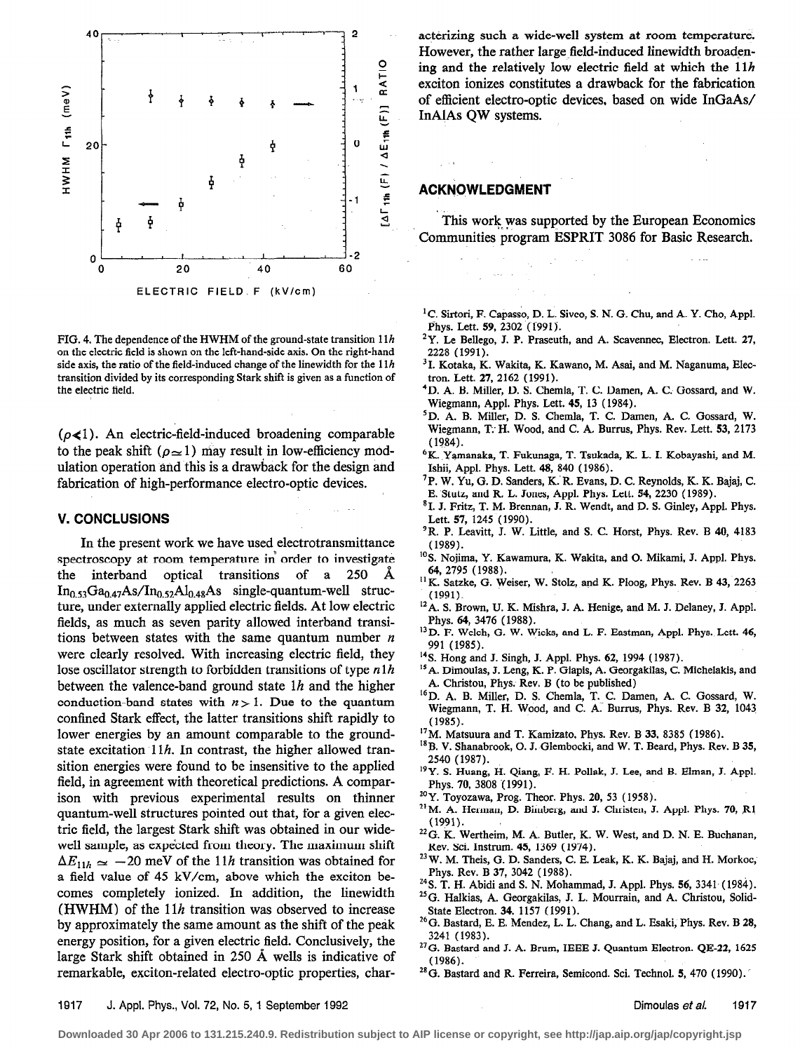40

20

0

2

1

0

-1

-2

0 20 40 60

HWHM $\Gamma_{11h}$ (meV)

$[\Delta\Gamma_{11h}(F) / \Delta E_{11h}(F)]$ RATIO

ELECTRIC FIELD F (kV/cm)

FIG. 4. The dependence of the HWHM of the ground-state transition $11h$ on the electric field is shown on the left-hand-side axis. On the right-hand side axis, the ratio of the field-induced change of the linewidth for the $11h$ transition divided by its corresponding Stark shift is given as a function of the electric field.

($\rho \ll 1$). An electric-field-induced broadening comparable to the peak shift ($\rho \simeq 1$) may result in low-efficiency modulation operation and this is a drawback for the design and fabrication of high-performance electro-optic devices.

## V. CONCLUSIONS

In the present work we have used electrotransmittance spectroscopy at room temperature in order to investigate the interband optical transitions of a 250 Å $In_{0.53}Ga_{0.47}As/In_{0.52}Al_{0.48}As$ single-quantum-well structure, under externally applied electric fields. At low electric fields, as much as seven parity allowed interband transitions between states with the same quantum number $n$ were clearly resolved. With increasing electric field, they lose oscillator strength to forbidden transitions of type $n1h$ between the valence-band ground state $1h$ and the higher conduction-band states with $n>1$. Due to the quantum confined Stark effect, the latter transitions shift rapidly to lower energies by an amount comparable to the ground-state excitation $11h$. In contrast, the higher allowed transition energies were found to be insensitive to the applied field, in agreement with theoretical predictions. A comparison with previous experimental results on thinner quantum-well structures pointed out that, for a given electric field, the largest Stark shift was obtained in our wide-well sample, as expected from theory. The maximum shift $\Delta E_{11h} \simeq -20$ meV of the $11h$ transition was obtained for a field value of 45 kV/cm, above which the exciton becomes completely ionized. In addition, the linewidth (HWHM) of the $11h$ transition was observed to increase by approximately the same amount as the shift of the peak energy position, for a given electric field. Conclusively, the large Stark shift obtained in 250 Å wells is indicative of remarkable, exciton-related electro-optic properties, characterizing such a wide-well system at room temperature. However, the rather large field-induced linewidth broadening and the relatively low electric field at which the $11h$ exciton ionizes constitutes a drawback for the fabrication of efficient electro-optic devices, based on wide InGaAs/InAlAs QW systems.

## ACKNOWLEDGMENT

This work was supported by the European Economics Communities program ESPRIT 3086 for Basic Research.

[1] C. Sirtori, F. Capasso, D. L. Sivco, S. N. G. Chu, and A. Y. Cho, Appl. Phys. Lett. 59, 2302 (1991).
[2] Y. Le Bellego, J. P. Praseuth, and A. Scavennec, Electron. Lett. 27, 2228 (1991).
[3] I. Kotaka, K. Wakita, K. Kawano, M. Asai, and M. Naganuma, Electron. Lett. 27, 2162 (1991).
[4] D. A. B. Miller, D. S. Chemla, T. C. Damen, A. C. Gossard, and W. Wiegmann, Appl. Phys. Lett. 45, 13 (1984).
[5] D. A. B. Miller, D. S. Chemla, T. C. Damen, A. C. Gossard, W. Wiegmann, T. H. Wood, and C. A. Burrus, Phys. Rev. Lett. 53, 2173 (1984).
[6] K. Yamanaka, T. Fukunaga, T. Tsukada, K. L. I. Kobayashi, and M. Ishii, Appl. Phys. Lett. 48, 840 (1986).
[7] P. W. Yu, G. D. Sanders, K. R. Evans, D. C. Reynolds, K. K. Bajaj, C. E. Stutz, and R. L. Jones, Appl. Phys. Lett. 54, 2230 (1989).
[8] I. J. Fritz, T. M. Brennan, J. R. Wendt, and D. S. Ginley, Appl. Phys. Lett. 57, 1245 (1990).
[9] R. P. Leavitt, J. W. Little, and S. C. Horst, Phys. Rev. B 40, 4183 (1989).
[10] S. Nojima, Y. Kawamura, K. Wakita, and O. Mikami, J. Appl. Phys. 64, 2795 (1988).
[11] K. Satzke, G. Weiser, W. Stolz, and K. Ploog, Phys. Rev. B 43, 2263 (1991).
[12] A. S. Brown, U. K. Mishra, J. A. Henige, and M. J. Delaney, J. Appl. Phys. 64, 3476 (1988).
[13] D. F. Welch, G. W. Wicks, and L. F. Eastman, Appl. Phys. Lett. 46, 991 (1985).
[14] S. Hong and J. Singh, J. Appl. Phys. 62, 1994 (1987).
[15] A. Dimoulas, J. Leng, K. P. Giapis, A. Georgakilas, C. Michelakis, and A. Christou, Phys. Rev. B (to be published)
[16] D. A. B. Miller, D. S. Chemla, T. C. Damen, A. C. Gossard, W. Wiegmann, T. H. Wood, and C. A. Burrus, Phys. Rev. B 32, 1043 (1985).
[17] M. Matsuura and T. Kamizato, Phys. Rev. B 33, 8385 (1986).
[18] B. V. Shanabrook, O. J. Glembocki, and W. T. Beard, Phys. Rev. B 35, 2540 (1987).
[19] Y. S. Huang, H. Qiang, F. H. Pollak, J. Lee, and B. Elman, J. Appl. Phys. 70, 3808 (1991).
[20] Y. Toyozawa, Prog. Theor. Phys. 20, 53 (1958).
[21] M. A. Herman, D. Bimberg, and J. Christen, J. Appl. Phys. 70, R1 (1991).
[22] G. K. Wertheim, M. A. Butler, K. W. West, and D. N. E. Buchanan, Rev. Sci. Instrum. 45, 1369 (1974).
[23] W. M. Theis, G. D. Sanders, C. E. Leak, K. K. Bajaj, and H. Morkoc, Phys. Rev. B 37, 3042 (1988).
[24] S. T. H. Abidi and S. N. Mohammad, J. Appl. Phys. 56, 3341 (1984).
[25] G. Halkias, A. Georgakilas, J. L. Mourrain, and A. Christou, Solid-State Electron. 34, 1157 (1991).
[26] G. Bastard, E. E. Mendez, L. L. Chang, and L. Esaki, Phys. Rev. B 28, 3241 (1983).
[27] G. Bastard and J. A. Brum, IEEE J. Quantum Electron. QE-22, 1625 (1986).
[28] G. Bastard and R. Ferreira, Semicond. Sci. Technol. 5, 470 (1990).